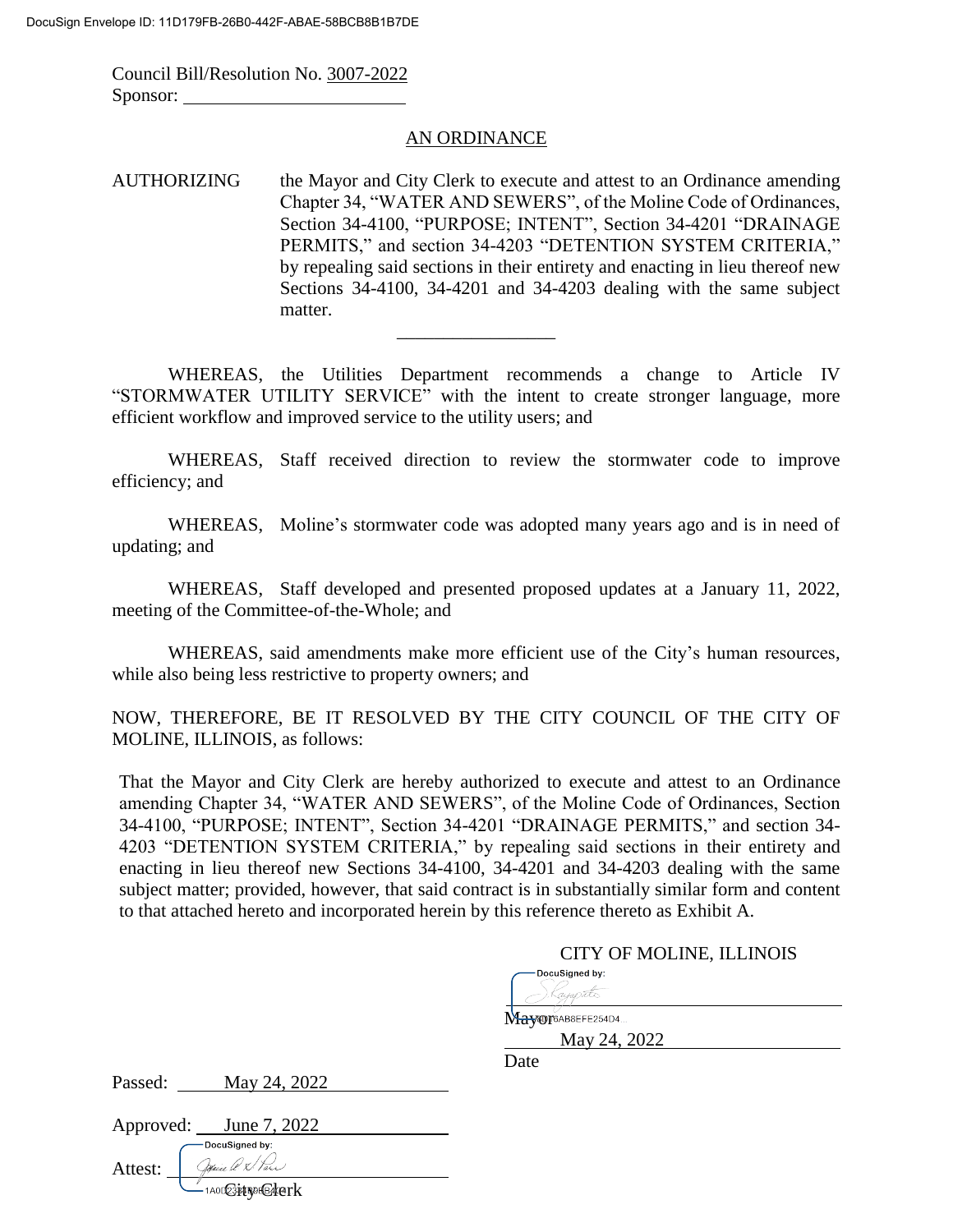DocuSign Envelope ID: 11D179FB-26B0-442F-ABAE-58BCB8B1B7DE

Council Bill/Resolution No. 3007-2022
Sponsor: ______________________

## AN ORDINANCE

AUTHORIZING the Mayor and City Clerk to execute and attest to an Ordinance amending Chapter 34, "WATER AND SEWERS", of the Moline Code of Ordinances, Section 34-4100, "PURPOSE; INTENT", Section 34-4201 "DRAINAGE PERMITS," and section 34-4203 "DETENTION SYSTEM CRITERIA," by repealing said sections in their entirety and enacting in lieu thereof new Sections 34-4100, 34-4201 and 34-4203 dealing with the same subject matter.

---

WHEREAS, the Utilities Department recommends a change to Article IV "STORMWATER UTILITY SERVICE" with the intent to create stronger language, more efficient workflow and improved service to the utility users; and

WHEREAS, Staff received direction to review the stormwater code to improve efficiency; and

WHEREAS, Moline's stormwater code was adopted many years ago and is in need of updating; and

WHEREAS, Staff developed and presented proposed updates at a January 11, 2022, meeting of the Committee-of-the-Whole; and

WHEREAS, said amendments make more efficient use of the City's human resources, while also being less restrictive to property owners; and

NOW, THEREFORE, BE IT RESOLVED BY THE CITY COUNCIL OF THE CITY OF MOLINE, ILLINOIS, as follows:

That the Mayor and City Clerk are hereby authorized to execute and attest to an Ordinance amending Chapter 34, "WATER AND SEWERS", of the Moline Code of Ordinances, Section 34-4100, "PURPOSE; INTENT", Section 34-4201 "DRAINAGE PERMITS," and section 34-4203 "DETENTION SYSTEM CRITERIA," by repealing said sections in their entirety and enacting in lieu thereof new Sections 34-4100, 34-4201 and 34-4203 dealing with the same subject matter; provided, however, that said contract is in substantially similar form and content to that attached hereto and incorporated herein by this reference thereto as Exhibit A.

CITY OF MOLINE, ILLINOIS

DocuSigned by:
______________________
Mayor

May 24, 2022
Date

Passed: May 24, 2022

Approved: June 7, 2022

Attest: DocuSigned by:
______________________
City Clerk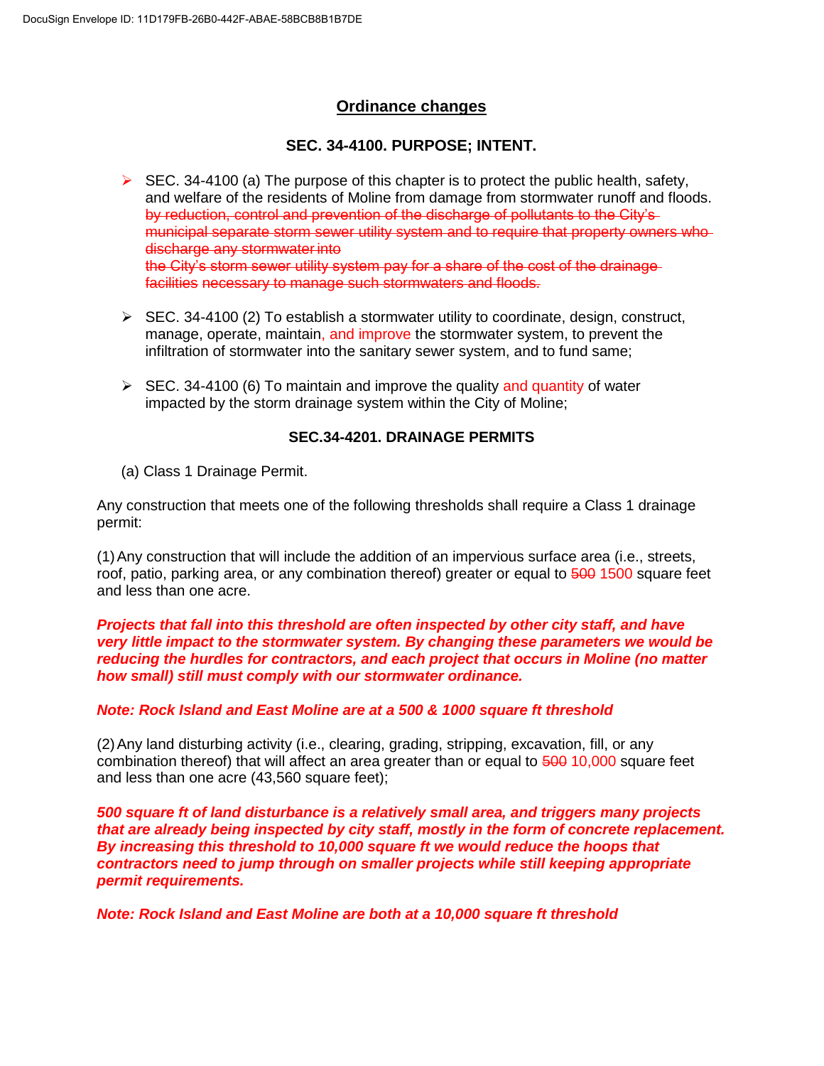## Ordinance changes

### SEC. 34-4100. PURPOSE; INTENT.

- SEC. 34-4100 (a) The purpose of this chapter is to protect the public health, safety, and welfare of the residents of Moline from damage from stormwater runoff and floods. ~~by reduction, control and prevention of the discharge of pollutants to the City's municipal separate storm sewer utility system and to require that property owners who discharge any stormwater into the City's storm sewer utility system pay for a share of the cost of the drainage facilities necessary to manage such stormwaters and floods.~~

- SEC. 34-4100 (2) To establish a stormwater utility to coordinate, design, construct, manage, operate, maintain, and improve the stormwater system, to prevent the infiltration of stormwater into the sanitary sewer system, and to fund same;

- SEC. 34-4100 (6) To maintain and improve the quality and quantity of water impacted by the storm drainage system within the City of Moline;

### SEC.34-4201. DRAINAGE PERMITS

(a) Class 1 Drainage Permit.

Any construction that meets one of the following thresholds shall require a Class 1 drainage permit:

(1) Any construction that will include the addition of an impervious surface area (i.e., streets, roof, patio, parking area, or any combination thereof) greater or equal to ~~500~~ 1500 square feet and less than one acre.

***Projects that fall into this threshold are often inspected by other city staff, and have very little impact to the stormwater system. By changing these parameters we would be reducing the hurdles for contractors, and each project that occurs in Moline (no matter how small) still must comply with our stormwater ordinance.***

***Note: Rock Island and East Moline are at a 500 & 1000 square ft threshold***

(2) Any land disturbing activity (i.e., clearing, grading, stripping, excavation, fill, or any combination thereof) that will affect an area greater than or equal to ~~500~~ 10,000 square feet and less than one acre (43,560 square feet);

***500 square ft of land disturbance is a relatively small area, and triggers many projects that are already being inspected by city staff, mostly in the form of concrete replacement. By increasing this threshold to 10,000 square ft we would reduce the hoops that contractors need to jump through on smaller projects while still keeping appropriate permit requirements.***

***Note: Rock Island and East Moline are both at a 10,000 square ft threshold***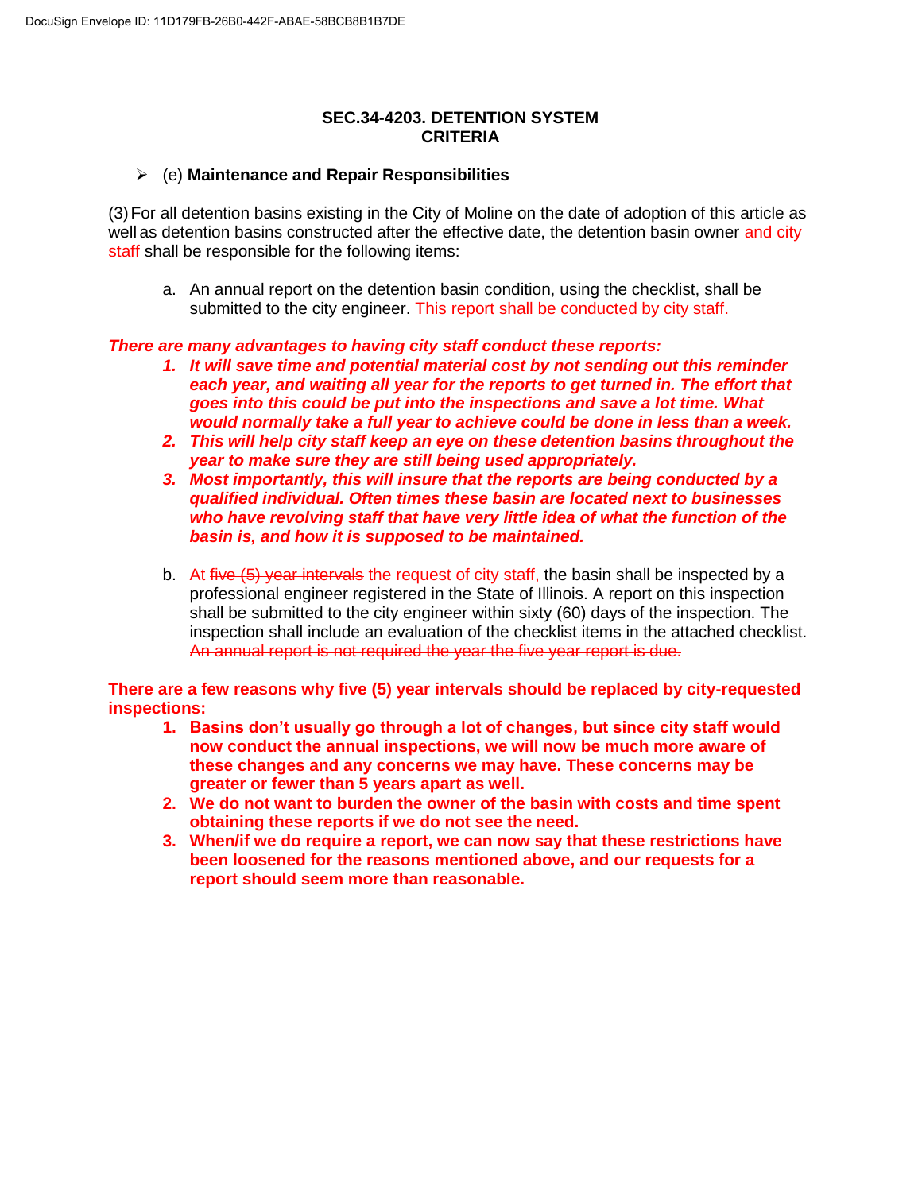## SEC.34-4203. DETENTION SYSTEM CRITERIA

- (e) **Maintenance and Repair Responsibilities**

(3) For all detention basins existing in the City of Moline on the date of adoption of this article as well as detention basins constructed after the effective date, the detention basin owner and city staff shall be responsible for the following items:

a. An annual report on the detention basin condition, using the checklist, shall be submitted to the city engineer. This report shall be conducted by city staff.

***There are many advantages to having city staff conduct these reports:***

1. ***It will save time and potential material cost by not sending out this reminder each year, and waiting all year for the reports to get turned in. The effort that goes into this could be put into the inspections and save a lot time. What would normally take a full year to achieve could be done in less than a week.***
2. ***This will help city staff keep an eye on these detention basins throughout the year to make sure they are still being used appropriately.***
3. ***Most importantly, this will insure that the reports are being conducted by a qualified individual. Often times these basin are located next to businesses who have revolving staff that have very little idea of what the function of the basin is, and how it is supposed to be maintained.***

b. At ~~five (5) year intervals~~ the request of city staff, the basin shall be inspected by a professional engineer registered in the State of Illinois. A report on this inspection shall be submitted to the city engineer within sixty (60) days of the inspection. The inspection shall include an evaluation of the checklist items in the attached checklist. ~~An annual report is not required the year the five year report is due.~~

**There are a few reasons why five (5) year intervals should be replaced by city-requested inspections:**

1. **Basins don't usually go through a lot of changes, but since city staff would now conduct the annual inspections, we will now be much more aware of these changes and any concerns we may have. These concerns may be greater or fewer than 5 years apart as well.**
2. **We do not want to burden the owner of the basin with costs and time spent obtaining these reports if we do not see the need.**
3. **When/if we do require a report, we can now say that these restrictions have been loosened for the reasons mentioned above, and our requests for a report should seem more than reasonable.**